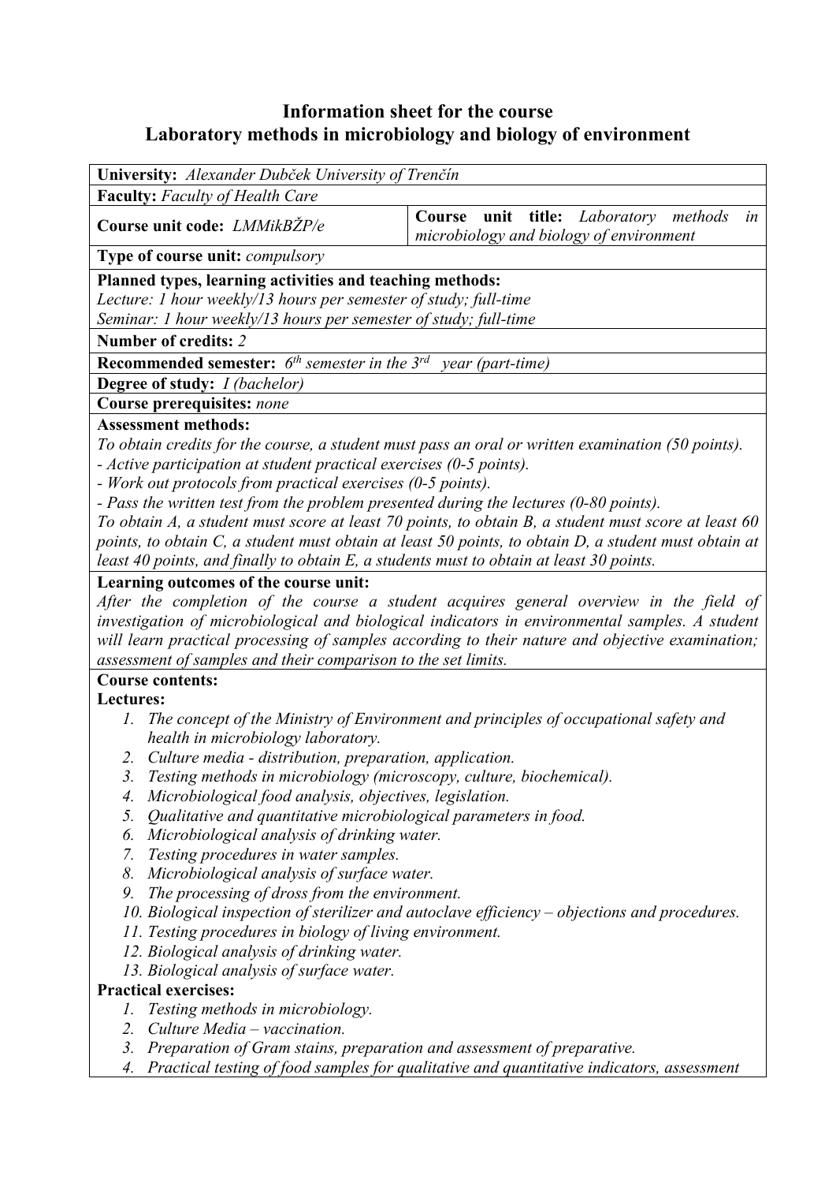# Information sheet for the course
# Laboratory methods in microbiology and biology of environment

**University:** *Alexander Dubček University of Trenčín*

**Faculty:** *Faculty of Health Care*

**Course unit code:** *LMMikBŽP/e*

**Course unit title:** *Laboratory methods in microbiology and biology of environment*

**Type of course unit:** *compulsory*

**Planned types, learning activities and teaching methods:**
*Lecture: 1 hour weekly/13 hours per semester of study; full-time*
*Seminar: 1 hour weekly/13 hours per semester of study; full-time*

**Number of credits:** *2*

**Recommended semester:** *6th semester in the 3rd year (part-time)*

**Degree of study:** *I (bachelor)*

**Course prerequisites:** *none*

**Assessment methods:**
*To obtain credits for the course, a student must pass an oral or written examination (50 points).*
*- Active participation at student practical exercises (0-5 points).*
*- Work out protocols from practical exercises (0-5 points).*
*- Pass the written test from the problem presented during the lectures (0-80 points).*
*To obtain A, a student must score at least 70 points, to obtain B, a student must score at least 60 points, to obtain C, a student must obtain at least 50 points, to obtain D, a student must obtain at least 40 points, and finally to obtain E, a students must to obtain at least 30 points.*

**Learning outcomes of the course unit:**
*After the completion of the course a student acquires general overview in the field of investigation of microbiological and biological indicators in environmental samples. A student will learn practical processing of samples according to their nature and objective examination; assessment of samples and their comparison to the set limits.*

**Course contents:**

**Lectures:**

1. *The concept of the Ministry of Environment and principles of occupational safety and health in microbiology laboratory.*
2. *Culture media - distribution, preparation, application.*
3. *Testing methods in microbiology (microscopy, culture, biochemical).*
4. *Microbiological food analysis, objectives, legislation.*
5. *Qualitative and quantitative microbiological parameters in food.*
6. *Microbiological analysis of drinking water.*
7. *Testing procedures in water samples.*
8. *Microbiological analysis of surface water.*
9. *The processing of dross from the environment.*
10. *Biological inspection of sterilizer and autoclave efficiency – objections and procedures.*
11. *Testing procedures in biology of living environment.*
12. *Biological analysis of drinking water.*
13. *Biological analysis of surface water.*

**Practical exercises:**

1. *Testing methods in microbiology.*
2. *Culture Media – vaccination.*
3. *Preparation of Gram stains, preparation and assessment of preparative.*
4. *Practical testing of food samples for qualitative and quantitative indicators, assessment*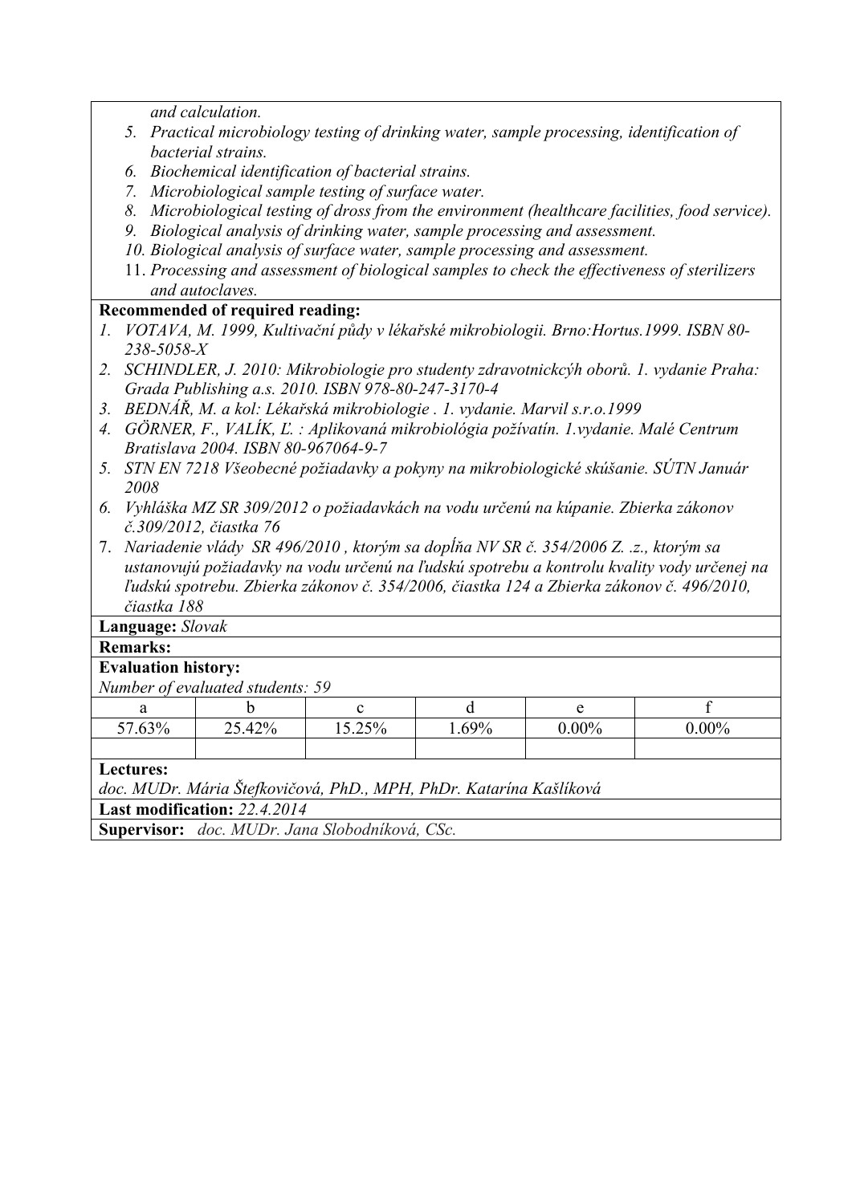*and calculation.*

5. *Practical microbiology testing of drinking water, sample processing, identification of bacterial strains.*
6. *Biochemical identification of bacterial strains.*
7. *Microbiological sample testing of surface water.*
8. *Microbiological testing of dross from the environment (healthcare facilities, food service).*
9. *Biological analysis of drinking water, sample processing and assessment.*
10. *Biological analysis of surface water, sample processing and assessment.*
11. *Processing and assessment of biological samples to check the effectiveness of sterilizers and autoclaves.*

**Recommended of required reading:**

1. *VOTAVA, M. 1999, Kultivační půdy v lékařské mikrobiologii. Brno:Hortus.1999. ISBN 80-238-5058-X*
2. *SCHINDLER, J. 2010: Mikrobiologie pro studenty zdravotnickcýh oborů. 1. vydanie Praha: Grada Publishing a.s. 2010. ISBN 978-80-247-3170-4*
3. *BEDNÁŘ, M. a kol: Lékařská mikrobiologie . 1. vydanie. Marvil s.r.o.1999*
4. *GÖRNER, F., VALÍK, Ľ. : Aplikovaná mikrobiológia požívatín. 1.vydanie. Malé Centrum Bratislava 2004. ISBN 80-967064-9-7*
5. *STN EN 7218 Všeobecné požiadavky a pokyny na mikrobiologické skúšanie. SÚTN Január 2008*
6. *Vyhláška MZ SR 309/2012 o požiadavkách na vodu určenú na kúpanie. Zbierka zákonov č.309/2012, čiastka 76*
7. *Nariadenie vlády SR 496/2010 , ktorým sa dopĺňa NV SR č. 354/2006 Z. .z., ktorým sa ustanovujú požiadavky na vodu určenú na ľudskú spotrebu a kontrolu kvality vody určenej na ľudskú spotrebu. Zbierka zákonov č. 354/2006, čiastka 124 a Zbierka zákonov č. 496/2010, čiastka 188*

**Language:** *Slovak*

**Remarks:**

**Evaluation history:**

*Number of evaluated students: 59*

| a | b | c | d | e | f |
|---|---|---|---|---|---|
| 57.63% | 25.42% | 15.25% | 1.69% | 0.00% | 0.00% |

**Lectures:**

*doc. MUDr. Mária Štefkovičová, PhD., MPH, PhDr. Katarína Kašlíková*

**Last modification:** *22.4.2014*

**Supervisor:** *doc. MUDr. Jana Slobodníková, CSc.*